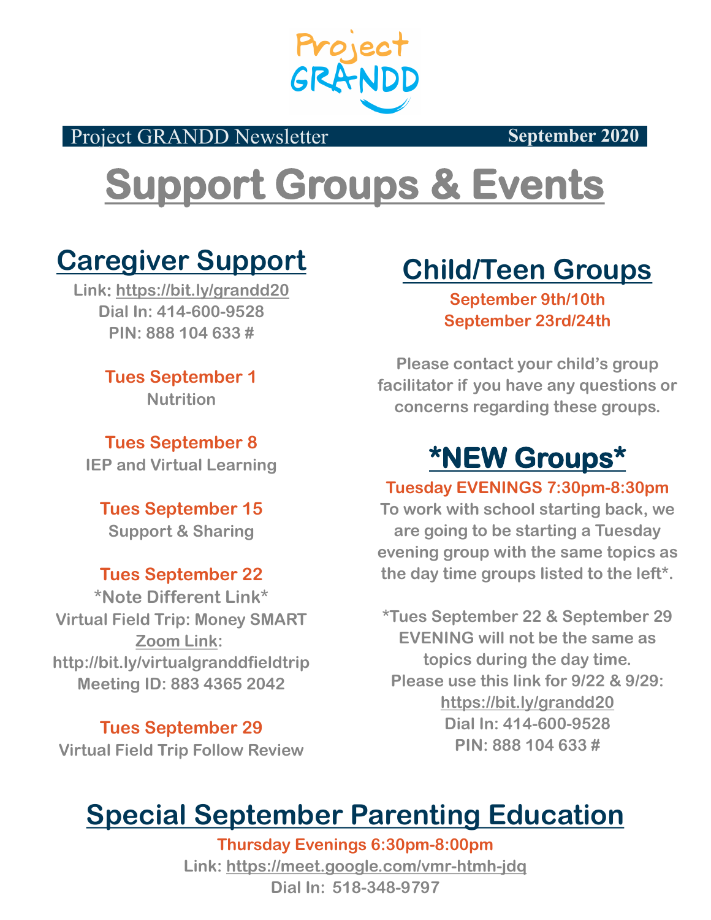Project GRANDD

Project GRANDD Newsletter **September 2020**

# Support Groups & Events

## Caregiver Support

**Link: https://bit.ly/grandd20**
**Dial In: 414-600-9528**
**PIN: 888 104 633 #**

**Tues September 1**
Nutrition

**Tues September 8**
IEP and Virtual Learning

**Tues September 15**
Support & Sharing

**Tues September 22**
*Note Different Link*
Virtual Field Trip: Money SMART
Zoom Link:
http://bit.ly/virtualgranddfieldtrip
Meeting ID: 883 4365 2042

**Tues September 29**
Virtual Field Trip Follow Review

## Child/Teen Groups

**September 9th/10th**
**September 23rd/24th**

Please contact your child's group facilitator if you have any questions or concerns regarding these groups.

## *NEW Groups*

**Tuesday EVENINGS 7:30pm-8:30pm**

To work with school starting back, we are going to be starting a Tuesday evening group with the same topics as the day time groups listed to the left*.

*Tues September 22 & September 29 EVENING will not be the same as topics during the day time.
Please use this link for 9/22 & 9/29:
https://bit.ly/grandd20
Dial In: 414-600-9528
PIN: 888 104 633 #

## Special September Parenting Education

**Thursday Evenings 6:30pm-8:00pm**
Link: https://meet.google.com/vmr-htmh-jdq
Dial In: 518-348-9797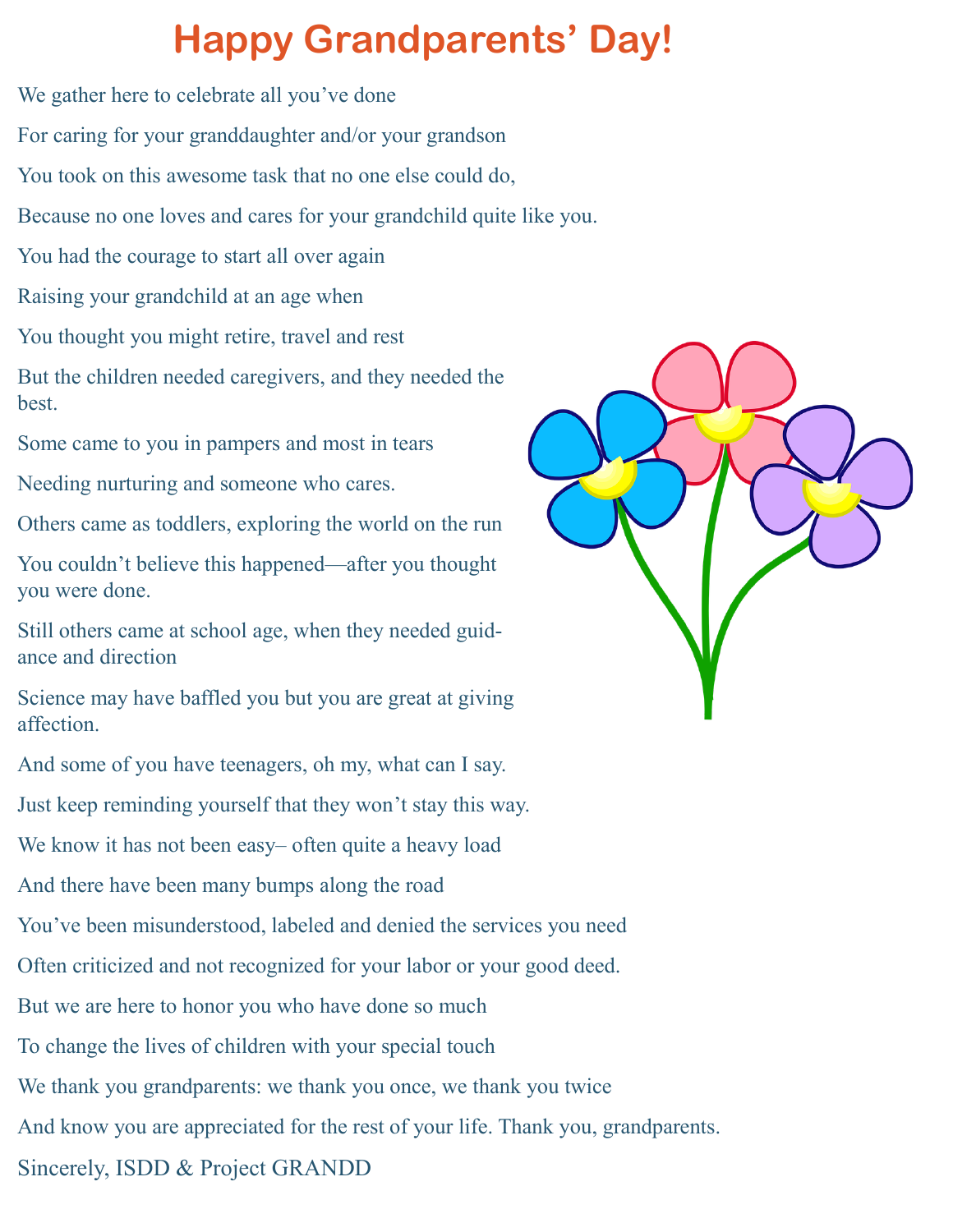# Happy Grandparents' Day!

We gather here to celebrate all you've done

For caring for your granddaughter and/or your grandson

You took on this awesome task that no one else could do,

Because no one loves and cares for your grandchild quite like you.

You had the courage to start all over again

Raising your grandchild at an age when

You thought you might retire, travel and rest

But the children needed caregivers, and they needed the best.

Some came to you in pampers and most in tears

Needing nurturing and someone who cares.

Others came as toddlers, exploring the world on the run

You couldn't believe this happened—after you thought you were done.

Still others came at school age, when they needed guidance and direction

Science may have baffled you but you are great at giving affection.

And some of you have teenagers, oh my, what can I say.

Just keep reminding yourself that they won't stay this way.

We know it has not been easy– often quite a heavy load

And there have been many bumps along the road

You've been misunderstood, labeled and denied the services you need

Often criticized and not recognized for your labor or your good deed.

But we are here to honor you who have done so much

To change the lives of children with your special touch

We thank you grandparents: we thank you once, we thank you twice

And know you are appreciated for the rest of your life. Thank you, grandparents.

Sincerely, ISDD & Project GRANDD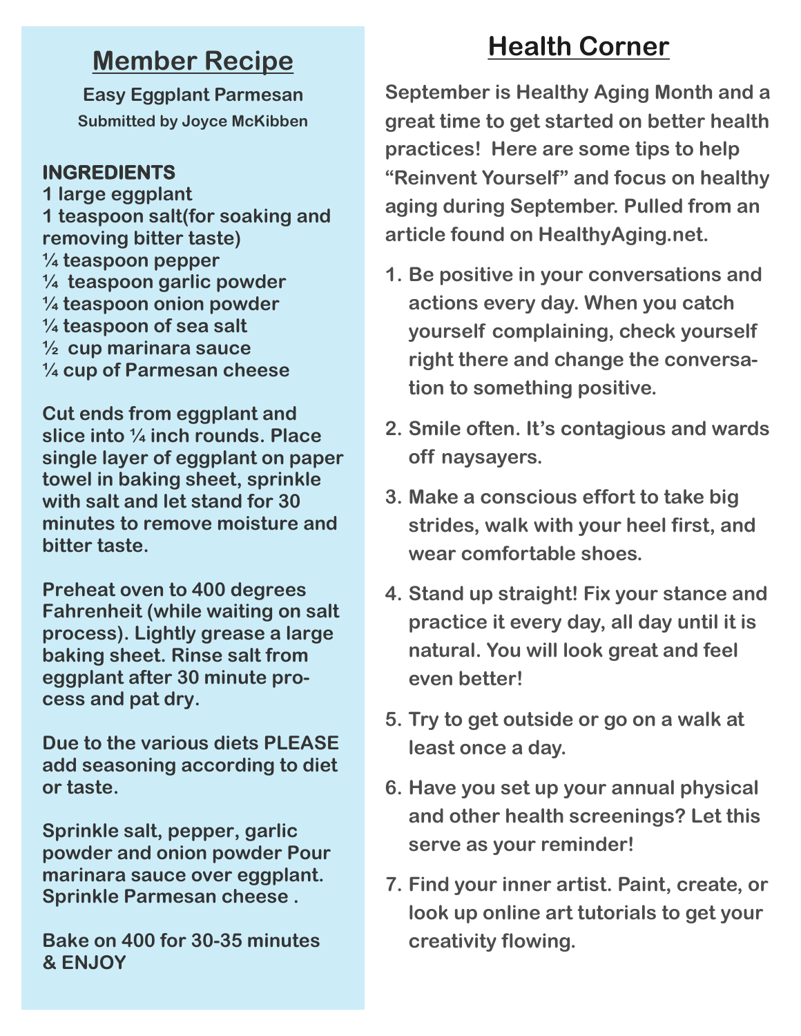## Member Recipe

**Easy Eggplant Parmesan**

**Submitted by Joyce McKibben**

**INGREDIENTS**

1 large eggplant
1 teaspoon salt(for soaking and removing bitter taste)
¼ teaspoon pepper
¼ teaspoon garlic powder
¼ teaspoon onion powder
¼ teaspoon of sea salt
½ cup marinara sauce
¼ cup of Parmesan cheese

Cut ends from eggplant and slice into ¼ inch rounds. Place single layer of eggplant on paper towel in baking sheet, sprinkle with salt and let stand for 30 minutes to remove moisture and bitter taste.

Preheat oven to 400 degrees Fahrenheit (while waiting on salt process). Lightly grease a large baking sheet. Rinse salt from eggplant after 30 minute process and pat dry.

Due to the various diets PLEASE add seasoning according to diet or taste.

Sprinkle salt, pepper, garlic powder and onion powder Pour marinara sauce over eggplant. Sprinkle Parmesan cheese .

Bake on 400 for 30-35 minutes & ENJOY

## Health Corner

September is Healthy Aging Month and a great time to get started on better health practices! Here are some tips to help "Reinvent Yourself" and focus on healthy aging during September. Pulled from an article found on HealthyAging.net.

1. Be positive in your conversations and actions every day. When you catch yourself complaining, check yourself right there and change the conversation to something positive.
2. Smile often. It's contagious and wards off naysayers.
3. Make a conscious effort to take big strides, walk with your heel first, and wear comfortable shoes.
4. Stand up straight! Fix your stance and practice it every day, all day until it is natural. You will look great and feel even better!
5. Try to get outside or go on a walk at least once a day.
6. Have you set up your annual physical and other health screenings? Let this serve as your reminder!
7. Find your inner artist. Paint, create, or look up online art tutorials to get your creativity flowing.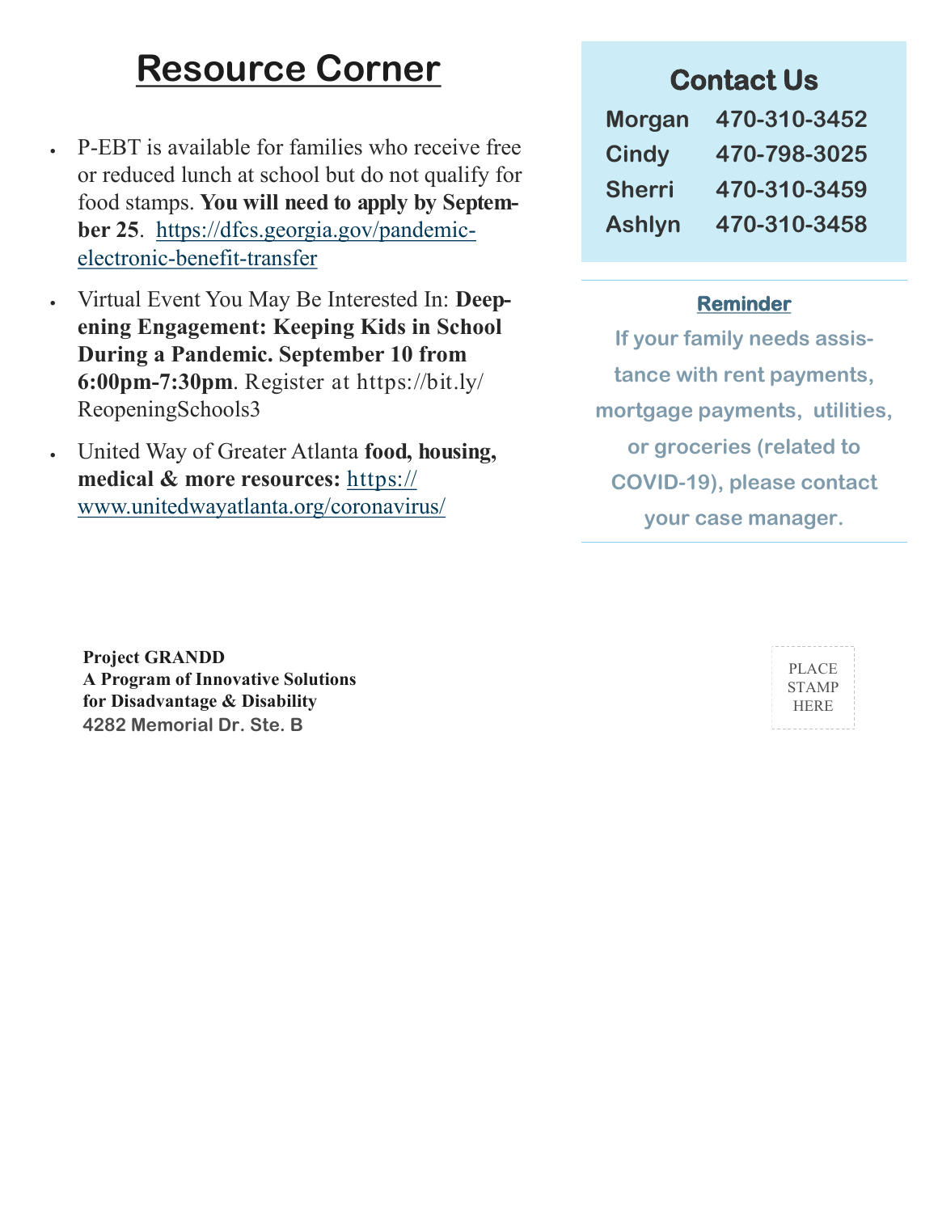# Resource Corner

- P-EBT is available for families who receive free or reduced lunch at school but do not qualify for food stamps. **You will need to apply by September 25**. https://dfcs.georgia.gov/pandemic-electronic-benefit-transfer
- Virtual Event You May Be Interested In: **Deepening Engagement: Keeping Kids in School During a Pandemic. September 10 from 6:00pm-7:30pm**. Register at https://bit.ly/ReopeningSchools3
- United Way of Greater Atlanta **food, housing, medical & more resources:** https://www.unitedwayatlanta.org/coronavirus/

## Contact Us

| | |
|---|---|
| **Morgan** | **470-310-3452** |
| **Cindy** | **470-798-3025** |
| **Sherri** | **470-310-3459** |
| **Ashlyn** | **470-310-3458** |

**Reminder**

**If your family needs assistance with rent payments, mortgage payments, utilities, or groceries (related to COVID-19), please contact your case manager.**

**Project GRANDD**
**A Program of Innovative Solutions for Disadvantage & Disability**
**4282 Memorial Dr. Ste. B**

PLACE STAMP HERE